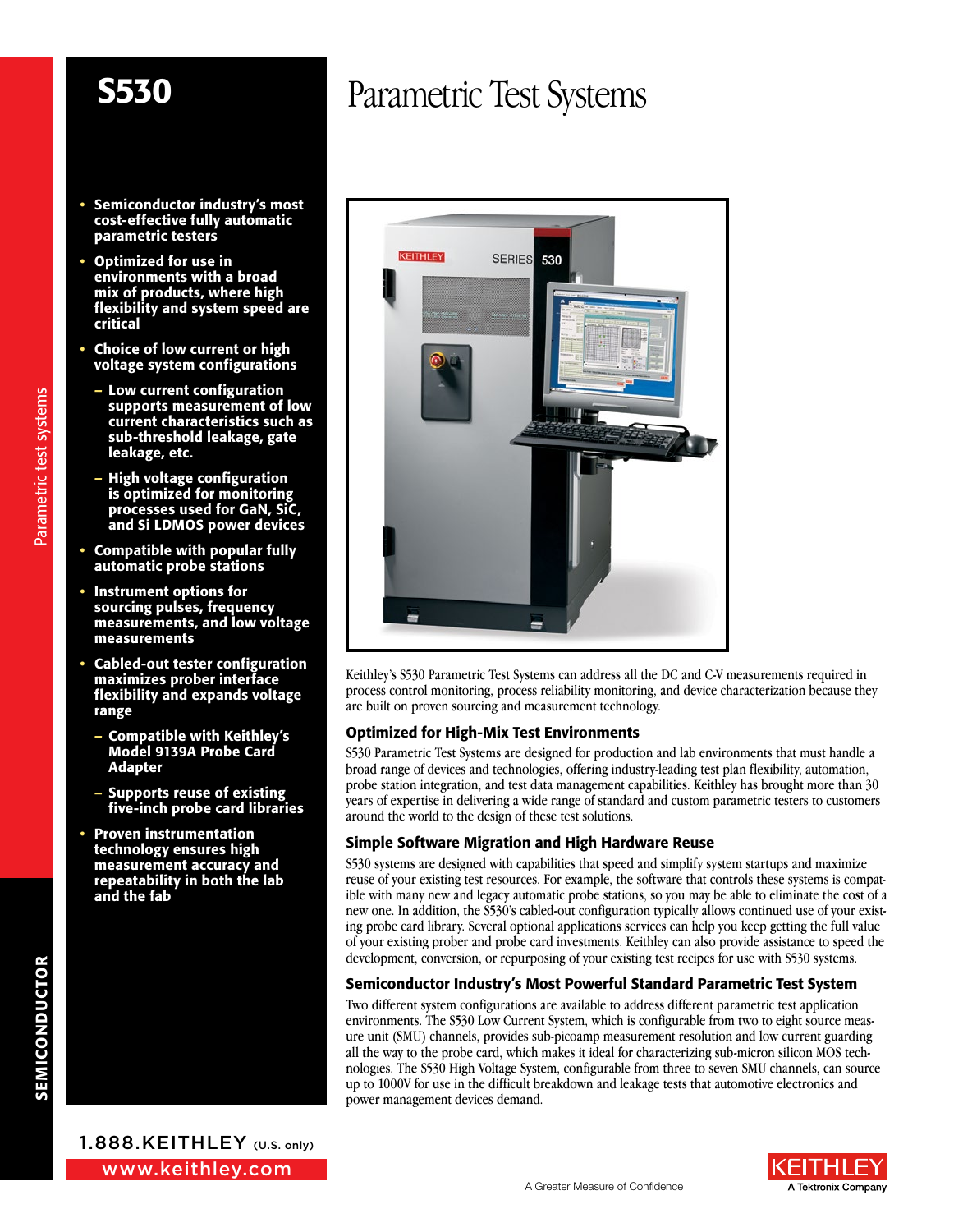# S530

# Parametric Test Systems

- **Semiconductor industry's most cost-effective fully automatic parametric testers**
- **Optimized for use in environments with a broad mix of products, where high flexibility and system speed are critical**
- **Choice of low current or high voltage system configurations**
  - **Low current configuration supports measurement of low current characteristics such as sub-threshold leakage, gate leakage, etc.**
  - **High voltage configuration is optimized for monitoring processes used for GaN, SiC, and Si LDMOS power devices**
- **Compatible with popular fully automatic probe stations**
- **Instrument options for sourcing pulses, frequency measurements, and low voltage measurements**
- **Cabled-out tester configuration maximizes prober interface flexibility and expands voltage range**
  - **Compatible with Keithley's Model 9139A Probe Card Adapter**
  - **Supports reuse of existing five-inch probe card libraries**
- **Proven instrumentation technology ensures high measurement accuracy and repeatability in both the lab and the fab**

Keithley's S530 Parametric Test Systems can address all the DC and C-V measurements required in process control monitoring, process reliability monitoring, and device characterization because they are built on proven sourcing and measurement technology.

### Optimized for High-Mix Test Environments

S530 Parametric Test Systems are designed for production and lab environments that must handle a broad range of devices and technologies, offering industry-leading test plan flexibility, automation, probe station integration, and test data management capabilities. Keithley has brought more than 30 years of expertise in delivering a wide range of standard and custom parametric testers to customers around the world to the design of these test solutions.

### Simple Software Migration and High Hardware Reuse

S530 systems are designed with capabilities that speed and simplify system startups and maximize reuse of your existing test resources. For example, the software that controls these systems is compatible with many new and legacy automatic probe stations, so you may be able to eliminate the cost of a new one. In addition, the S530's cabled-out configuration typically allows continued use of your existing probe card library. Several optional applications services can help you keep getting the full value of your existing prober and probe card investments. Keithley can also provide assistance to speed the development, conversion, or repurposing of your existing test recipes for use with S530 systems.

### Semiconductor Industry's Most Powerful Standard Parametric Test System

Two different system configurations are available to address different parametric test application environments. The S530 Low Current System, which is configurable from two to eight source measure unit (SMU) channels, provides sub-picoamp measurement resolution and low current guarding all the way to the probe card, which makes it ideal for characterizing sub-micron silicon MOS technologies. The S530 High Voltage System, configurable from three to seven SMU channels, can source up to 1000V for use in the difficult breakdown and leakage tests that automotive electronics and power management devices demand.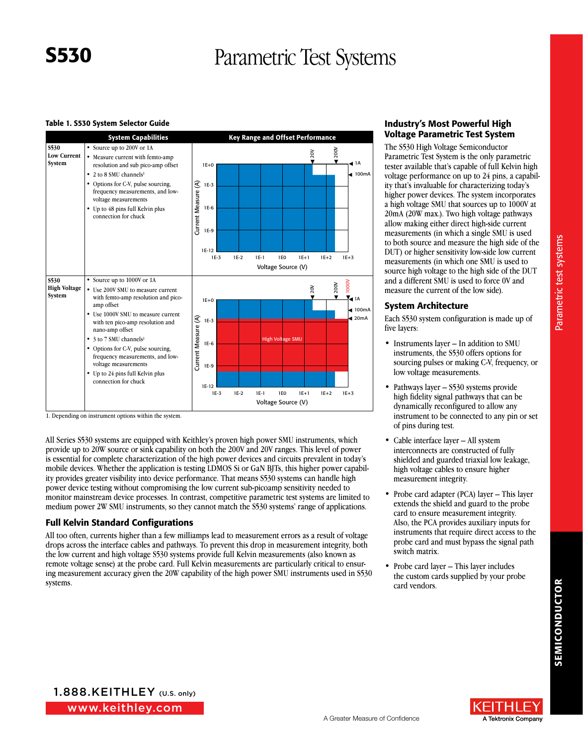# S530 Parametric Test Systems

**Table 1. S530 System Selector Guide**

| System Capabilities | | Key Range and Offset Performance |
|---|---|---|
| **S530 Low Current System** | • Source up to 200V or 1A<br>• Measure current with femto-amp resolution and sub pico-amp offset<br>• 2 to 8 SMU channels[1]<br>• Options for C-V, pulse sourcing, frequency measurements, and low-voltage measurements<br>• Up to 48 pins full Kelvin plus connection for chuck | Current Measure (A) 1E-12 to 1E+0 vs. Voltage Source (V) 1E-3 to 1E+3; markers: 20V, 200V, 1A, 100mA |
| **S530 High Voltage System** | • Source up to 1000V or 1A<br>• Use 200V SMU to measure current with femto-amp resolution and pico-amp offset<br>• Use 1000V SMU to measure current with ten pico-amp resolution and nano-amp offset<br>• 3 to 7 SMU channels[1]<br>• Options for C-V, pulse sourcing, frequency measurements, and low-voltage measurements<br>• Up to 24 pins full Kelvin plus connection for chuck | Current Measure (A) 1E-12 to 1E+0 vs. Voltage Source (V) 1E-3 to 1E+3; markers: 20V, 200V, 1000V, 1A, 100mA, 20mA; High Voltage SMU |

1. Depending on instrument options within the system.

All Series S530 systems are equipped with Keithley's proven high power SMU instruments, which provide up to 20W source or sink capability on both the 200V and 20V ranges. This level of power is essential for complete characterization of the high power devices and circuits prevalent in today's mobile devices. Whether the application is testing LDMOS Si or GaN BJTs, this higher power capability provides greater visibility into device performance. That means S530 systems can handle high power device testing without compromising the low current sub-picoamp sensitivity needed to monitor mainstream device processes. In contrast, competitive parametric test systems are limited to medium power 2W SMU instruments, so they cannot match the S530 systems' range of applications.

## Full Kelvin Standard Configurations

All too often, currents higher than a few milliamps lead to measurement errors as a result of voltage drops across the interface cables and pathways. To prevent this drop in measurement integrity, both the low current and high voltage S530 systems provide full Kelvin measurements (also known as remote voltage sense) at the probe card. Full Kelvin measurements are particularly critical to ensuring measurement accuracy given the 20W capability of the high power SMU instruments used in S530 systems.

## Industry's Most Powerful High Voltage Parametric Test System

The S530 High Voltage Semiconductor Parametric Test System is the only parametric tester available that's capable of full Kelvin high voltage performance on up to 24 pins, a capability that's invaluable for characterizing today's higher power devices. The system incorporates a high voltage SMU that sources up to 1000V at 20mA (20W max.). Two high voltage pathways allow making either direct high-side current measurements (in which a single SMU is used to both source and measure the high side of the DUT) or higher sensitivity low-side low current measurements (in which one SMU is used to source high voltage to the high side of the DUT and a different SMU is used to force 0V and measure the current of the low side).

## System Architecture

Each S530 system configuration is made up of five layers:

- Instruments layer – In addition to SMU instruments, the S530 offers options for sourcing pulses or making C-V, frequency, or low voltage measurements.
- Pathways layer – S530 systems provide high fidelity signal pathways that can be dynamically reconfigured to allow any instrument to be connected to any pin or set of pins during test.
- Cable interface layer – All system interconnects are constructed of fully shielded and guarded triaxial low leakage, high voltage cables to ensure higher measurement integrity.
- Probe card adapter (PCA) layer – This layer extends the shield and guard to the probe card to ensure measurement integrity. Also, the PCA provides auxiliary inputs for instruments that require direct access to the probe card and must bypass the signal path switch matrix.
- Probe card layer – This layer includes the custom cards supplied by your probe card vendors.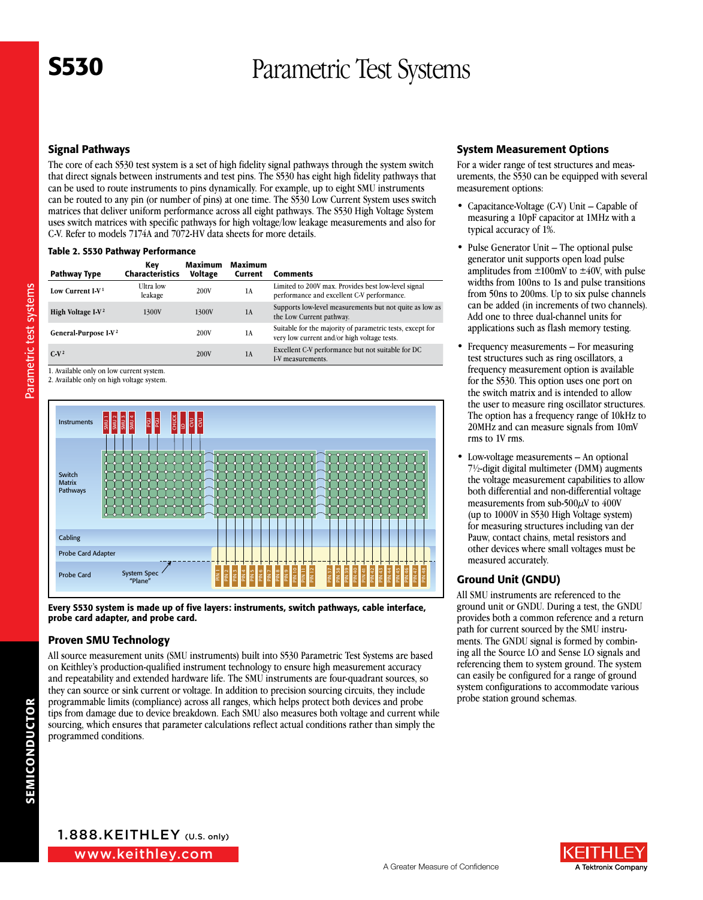# S530 Parametric Test Systems

## Signal Pathways

The core of each S530 test system is a set of high fidelity signal pathways through the system switch that direct signals between instruments and test pins. The S530 has eight high fidelity pathways that can be used to route instruments to pins dynamically. For example, up to eight SMU instruments can be routed to any pin (or number of pins) at one time. The S530 Low Current System uses switch matrices that deliver uniform performance across all eight pathways. The S530 High Voltage System uses switch matrices with specific pathways for high voltage/low leakage measurements and also for C-V. Refer to models 7174A and 7072-HV data sheets for more details.

**Table 2. S530 Pathway Performance**

| Pathway Type | Key Characteristics | Maximum Voltage | Maximum Current | Comments |
|---|---|---|---|---|
| Low Current I-V [1] | Ultra low leakage | 200V | 1A | Limited to 200V max. Provides best low-level signal performance and excellent C-V performance. |
| High Voltage I-V [2] | 1300V | 1300V | 1A | Supports low-level measurements but not quite as low as the Low Current pathway. |
| General-Purpose I-V [2] | | 200V | 1A | Suitable for the majority of parametric tests, except for very low current and/or high voltage tests. |
| C-V [2] | | 200V | 1A | Excellent C-V performance but not suitable for DC I-V measurements. |

1. Available only on low current system.
2. Available only on high voltage system.

**Every S530 system is made up of five layers: instruments, switch pathways, cable interface, probe card adapter, and probe card.**

## Proven SMU Technology

All source measurement units (SMU instruments) built into S530 Parametric Test Systems are based on Keithley's production-qualified instrument technology to ensure high measurement accuracy and repeatability and extended hardware life. The SMU instruments are four-quadrant sources, so they can source or sink current or voltage. In addition to precision sourcing circuits, they include programmable limits (compliance) across all ranges, which helps protect both devices and probe tips from damage due to device breakdown. Each SMU also measures both voltage and current while sourcing, which ensures that parameter calculations reflect actual conditions rather than simply the programmed conditions.

## System Measurement Options

For a wider range of test structures and measurements, the S530 can be equipped with several measurement options:

- Capacitance-Voltage (C-V) Unit – Capable of measuring a 10pF capacitor at 1MHz with a typical accuracy of 1%.
- Pulse Generator Unit – The optional pulse generator unit supports open load pulse amplitudes from ±100mV to ±40V, with pulse widths from 100ns to 1s and pulse transitions from 50ns to 200ms. Up to six pulse channels can be added (in increments of two channels). Add one to three dual-channel units for applications such as flash memory testing.
- Frequency measurements – For measuring test structures such as ring oscillators, a frequency measurement option is available for the S530. This option uses one port on the switch matrix and is intended to allow the user to measure ring oscillator structures. The option has a frequency range of 10kHz to 20MHz and can measure signals from 10mV rms to 1V rms.
- Low-voltage measurements – An optional 7½-digit digital multimeter (DMM) augments the voltage measurement capabilities to allow both differential and non-differential voltage measurements from sub-500µV to 400V (up to 1000V in S530 High Voltage system) for measuring structures including van der Pauw, contact chains, metal resistors and other devices where small voltages must be measured accurately.

## Ground Unit (GNDU)

All SMU instruments are referenced to the ground unit or GNDU. During a test, the GNDU provides both a common reference and a return path for current sourced by the SMU instruments. The GNDU signal is formed by combining all the Source LO and Sense LO signals and referencing them to system ground. The system can easily be configured for a range of ground system configurations to accommodate various probe station ground schemas.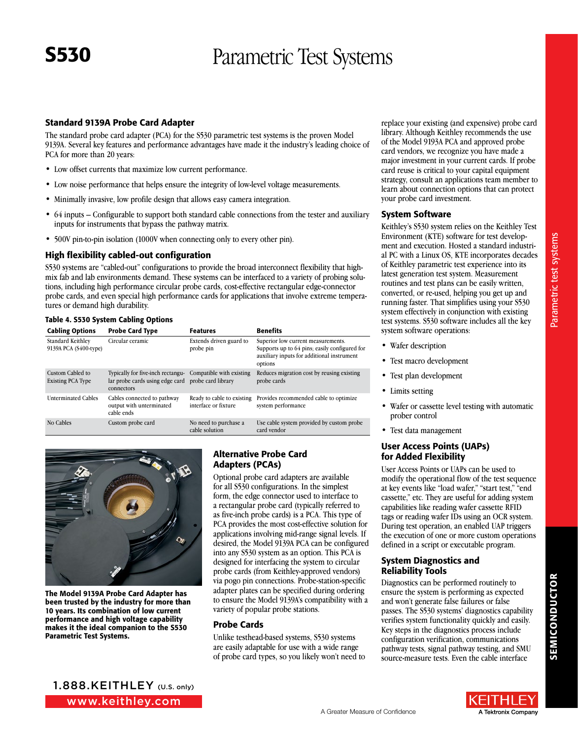# S530 Parametric Test Systems

## Standard 9139A Probe Card Adapter

The standard probe card adapter (PCA) for the S530 parametric test systems is the proven Model 9139A. Several key features and performance advantages have made it the industry's leading choice of PCA for more than 20 years:

- Low offset currents that maximize low current performance.
- Low noise performance that helps ensure the integrity of low-level voltage measurements.
- Minimally invasive, low profile design that allows easy camera integration.
- 64 inputs – Configurable to support both standard cable connections from the tester and auxiliary inputs for instruments that bypass the pathway matrix.
- 500V pin-to-pin isolation (1000V when connecting only to every other pin).

## High flexibility cabled-out configuration

S530 systems are "cabled-out" configurations to provide the broad interconnect flexibility that high-mix fab and lab environments demand. These systems can be interfaced to a variety of probing solutions, including high performance circular probe cards, cost-effective rectangular edge-connector probe cards, and even special high performance cards for applications that involve extreme temperatures or demand high durability.

**Table 4. S530 System Cabling Options**

| Cabling Options | Probe Card Type | Features | Benefits |
|---|---|---|---|
| Standard Keithley 9139A PCA (S400-type) | Circular ceramic | Extends driven guard to probe pin | Superior low current measurements. Supports up to 64 pins; easily configured for auxiliary inputs for additional instrument options |
| Custom Cabled to Existing PCA Type | Typically for five-inch rectangular probe cards using edge card connectors | Compatible with existing probe card library | Reduces migration cost by reusing existing probe cards |
| Unterminated Cables | Cables connected to pathway output with unterminated cable ends | Ready to cable to existing interface or fixture | Provides recommended cable to optimize system performance |
| No Cables | Custom probe card | No need to purchase a cable solution | Use cable system provided by custom probe card vendor |

**The Model 9139A Probe Card Adapter has been trusted by the industry for more than 10 years. Its combination of low current performance and high voltage capability makes it the ideal companion to the S530 Parametric Test Systems.**

## Alternative Probe Card Adapters (PCAs)

Optional probe card adapters are available for all S530 configurations. In the simplest form, the edge connector used to interface to a rectangular probe card (typically referred to as five-inch probe cards) is a PCA. This type of PCA provides the most cost-effective solution for applications involving mid-range signal levels. If desired, the Model 9139A PCA can be configured into any S530 system as an option. This PCA is designed for interfacing the system to circular probe cards (from Keithley-approved vendors) via pogo pin connections. Probe-station-specific adapter plates can be specified during ordering to ensure the Model 9139A's compatibility with a variety of popular probe stations.

## Probe Cards

Unlike testhead-based systems, S530 systems are easily adaptable for use with a wide range of probe card types, so you likely won't need to replace your existing (and expensive) probe card library. Although Keithley recommends the use of the Model 9193A PCA and approved probe card vendors, we recognize you have made a major investment in your current cards. If probe card reuse is critical to your capital equipment strategy, consult an applications team member to learn about connection options that can protect your probe card investment.

## System Software

Keithley's S530 system relies on the Keithley Test Environment (KTE) software for test development and execution. Hosted a standard industrial PC with a Linux OS, KTE incorporates decades of Keithley parametric test experience into its latest generation test system. Measurement routines and test plans can be easily written, converted, or re-used, helping you get up and running faster. That simplifies using your S530 system effectively in conjunction with existing test systems. S530 software includes all the key system software operations:

- Wafer description
- Test macro development
- Test plan development
- Limits setting
- Wafer or cassette level testing with automatic prober control
- Test data management

## User Access Points (UAPs) for Added Flexibility

User Access Points or UAPs can be used to modify the operational flow of the test sequence at key events like "load wafer," "start test," "end cassette," etc. They are useful for adding system capabilities like reading wafer cassette RFID tags or reading wafer IDs using an OCR system. During test operation, an enabled UAP triggers the execution of one or more custom operations defined in a script or executable program.

## System Diagnostics and Reliability Tools

Diagnostics can be performed routinely to ensure the system is performing as expected and won't generate false failures or false passes. The S530 systems' diagnostics capability verifies system functionality quickly and easily. Key steps in the diagnostics process include configuration verification, communications pathway tests, signal pathway testing, and SMU source-measure tests. Even the cable interface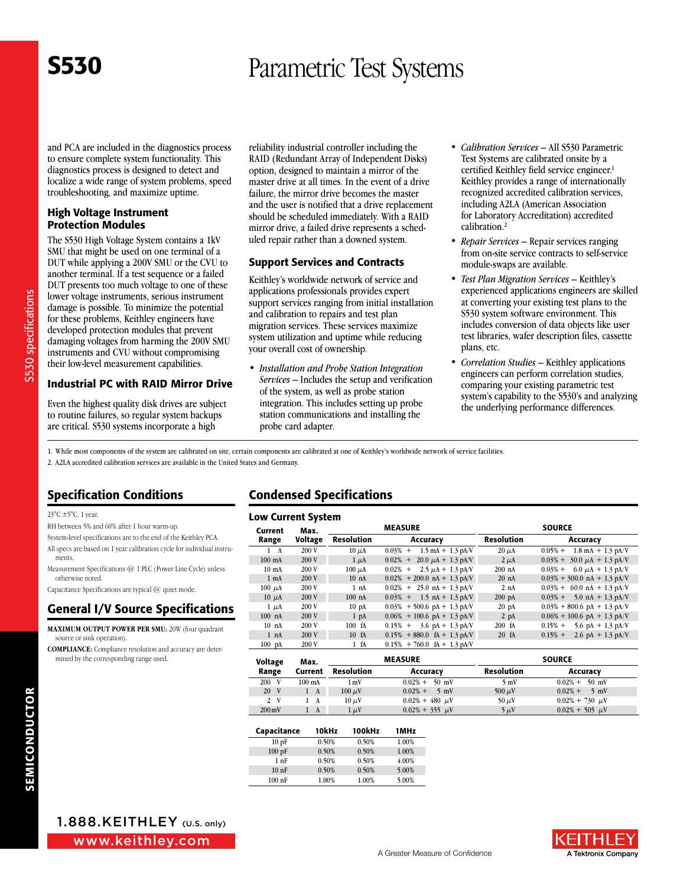# S530 Parametric Test Systems

and PCA are included in the diagnostics process to ensure complete system functionality. This diagnostics process is designed to detect and localize a wide range of system problems, speed troubleshooting, and maximize uptime.

### High Voltage Instrument Protection Modules

The S530 High Voltage System contains a 1kV SMU that might be used on one terminal of a DUT while applying a 200V SMU or the CVU to another terminal. If a test sequence or a failed DUT presents too much voltage to one of these lower voltage instruments, serious instrument damage is possible. To minimize the potential for these problems, Keithley engineers have developed protection modules that prevent damaging voltages from harming the 200V SMU instruments and CVU without compromising their low-level measurement capabilities.

### Industrial PC with RAID Mirror Drive

Even the highest quality disk drives are subject to routine failures, so regular system backups are critical. S530 systems incorporate a high reliability industrial controller including the RAID (Redundant Array of Independent Disks) option, designed to maintain a mirror of the master drive at all times. In the event of a drive failure, the mirror drive becomes the master and the user is notified that a drive replacement should be scheduled immediately. With a RAID mirror drive, a failed drive represents a scheduled repair rather than a downed system.

### Support Services and Contracts

Keithley's worldwide network of service and applications professionals provides expert support services ranging from initial installation and calibration to repairs and test plan migration services. These services maximize system utilization and uptime while reducing your overall cost of ownership.

- *Installation and Probe Station Integration Services* – Includes the setup and verification of the system, as well as probe station integration. This includes setting up probe station communications and installing the probe card adapter.
- *Calibration Services* – All S530 Parametric Test Systems are calibrated onsite by a certified Keithley field service engineer.[1] Keithley provides a range of internationally recognized accredited calibration services, including A2LA (American Association for Laboratory Accreditation) accredited calibration.[2]
- *Repair Services* – Repair services ranging from on-site service contracts to self-service module-swaps are available.
- *Test Plan Migration Services* – Keithley's experienced applications engineers are skilled at converting your existing test plans to the S530 system software environment. This includes conversion of data objects like user test libraries, wafer description files, cassette plans, etc.
- *Correlation Studies* – Keithley applications engineers can perform correlation studies, comparing your existing parametric test system's capability to the S530's and analyzing the underlying performance differences.

1. While most components of the system are calibrated on site, certain components are calibrated at one of Keithley's worldwide network of service facilities.
2. A2LA accredited calibration services are available in the United States and Germany.

## Specification Conditions

23°C ±5°C, 1 year.

RH between 5% and 60% after 1 hour warm-up.

System-level specifications are to the end of the Keithley PCA.

All specs are based on 1 year calibration cycle for individual instruments.

Measurement Specifications @ 1 PLC (Power Line Cycle) unless otherwise noted.

Capacitance Specifications are typical @ quiet mode.

## General I/V Source Specifications

**MAXIMUM OUTPUT POWER PER SMU:** 20W (four quadrant source or sink operation).

**COMPLIANCE:** Compliance resolution and accuracy are determined by the corresponding range used.

## Condensed Specifications

### Low Current System

| Current Range | Max. Voltage | MEASURE Resolution | MEASURE Accuracy | SOURCE Resolution | SOURCE Accuracy |
|---|---|---|---|---|---|
| 1 A | 200 V | 10 µA | 0.03% + 1.5 mA + 1.3 pA/V | 20 µA | 0.05% + 1.8 mA + 1.3 pA/V |
| 100 mA | 200 V | 1 µA | 0.02% + 20.0 µA + 1.3 pA/V | 2 µA | 0.03% + 30.0 µA + 1.3 pA/V |
| 10 mA | 200 V | 100 µA | 0.02% + 2.5 µA + 1.3 pA/V | 200 nA | 0.03% + 6.0 µA + 1.3 pA/V |
| 1 mA | 200 V | 10 nA | 0.02% + 200.0 nA + 1.3 pA/V | 20 nA | 0.03% + 300.0 nA + 1.3 pA/V |
| 100 µA | 200 V | 1 nA | 0.02% + 25.0 nA + 1.3 pA/V | 2 nA | 0.03% + 60.0 nA + 1.3 pA/V |
| 10 µA | 200 V | 100 nA | 0.03% + 1.5 nA + 1.3 pA/V | 200 pA | 0.03% + 5.0 nA + 1.3 pA/V |
| 1 µA | 200 V | 10 pA | 0.03% + 500.6 pA + 1.3 pA/V | 20 pA | 0.03% + 800.6 pA + 1.3 pA/V |
| 100 nA | 200 V | 1 pA | 0.06% + 100.6 pA + 1.3 pA/V | 2 pA | 0.06% + 100.6 pA + 1.3 pA/V |
| 10 nA | 200 V | 100 fA | 0.15% + 3.6 pA + 1.3 pA/V | 200 fA | 0.15% + 5.6 pA + 1.3 pA/V |
| 1 nA | 200 V | 10 fA | 0.15% + 880.0 fA + 1.3 pA/V | 20 fA | 0.15% + 2.6 pA + 1.3 pA/V |
| 100 pA | 200 V | 1 fA | 0.15% + 760.0 fA + 1.3 pA/V | | |

| Voltage Range | Max. Current | MEASURE Resolution | MEASURE Accuracy | SOURCE Resolution | SOURCE Accuracy |
|---|---|---|---|---|---|
| 200 V | 100 mA | 1 mV | 0.02% + 50 mV | 5 mV | 0.02% + 50 mV |
| 20 V | 1 A | 100 µV | 0.02% + 5 mV | 500 µV | 0.02% + 5 mV |
| 2 V | 1 A | 10 µV | 0.02% + 480 µV | 50 µV | 0.02% + 730 µV |
| 200 mV | 1 A | 1 µV | 0.02% + 355 µV | 5 µV | 0.02% + 505 µV |

| Capacitance | 10kHz | 100kHz | 1MHz |
|---|---|---|---|
| 10 pF | 0.50% | 0.50% | 1.00% |
| 100 pF | 0.50% | 0.50% | 1.00% |
| 1 nF | 0.50% | 0.50% | 4.00% |
| 10 nF | 0.50% | 0.50% | 5.00% |
| 100 nF | 1.00% | 1.00% | 5.00% |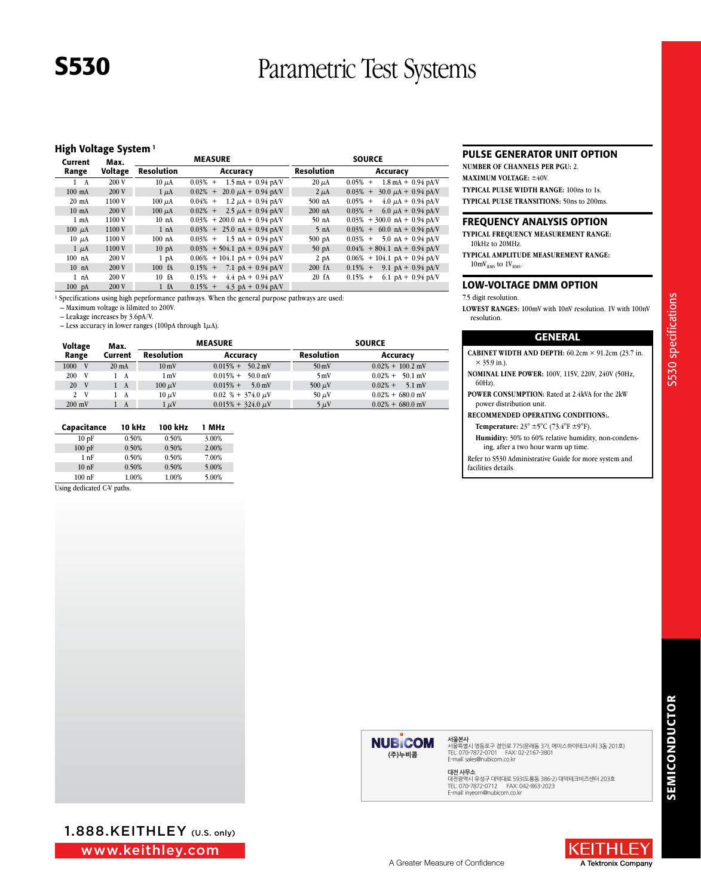# S530

# Parametric Test Systems

## High Voltage System [1]

| Current Range | Max. Voltage | MEASURE Resolution | MEASURE Accuracy | SOURCE Resolution | SOURCE Accuracy |
|---|---|---|---|---|---|
| 1 A | 200 V | 10 μA | 0.03% + 1.5 mA + 0.94 pA/V | 20 μA | 0.05% + 1.8 mA + 0.94 pA/V |
| 100 mA | 200 V | 1 μA | 0.02% + 20.0 μA + 0.94 pA/V | 2 μA | 0.03% + 30.0 μA + 0.94 pA/V |
| 20 mA | 1100 V | 100 μA | 0.04% + 1.2 μA + 0.94 pA/V | 500 nA | 0.05% + 4.0 μA + 0.94 pA/V |
| 10 mA | 200 V | 100 μA | 0.02% + 2.5 μA + 0.94 pA/V | 200 nA | 0.03% + 6.0 μA + 0.94 pA/V |
| 1 mA | 1100 V | 10 nA | 0.03% + 200.0 nA + 0.94 pA/V | 50 nA | 0.03% + 300.0 nA + 0.94 pA/V |
| 100 μA | 1100 V | 1 nA | 0.03% + 25.0 nA + 0.94 pA/V | 5 nA | 0.03% + 60.0 nA + 0.94 pA/V |
| 10 μA | 1100 V | 100 nA | 0.03% + 1.5 nA + 0.94 pA/V | 500 pA | 0.03% + 5.0 nA + 0.94 pA/V |
| 1 μA | 1100 V | 10 pA | 0.03% + 504.1 pA + 0.94 pA/V | 50 pA | 0.04% + 804.1 nA + 0.94 pA/V |
| 100 nA | 200 V | 1 pA | 0.06% + 104.1 pA + 0.94 pA/V | 2 pA | 0.06% + 104.1 pA + 0.94 pA/V |
| 10 nA | 200 V | 100 fA | 0.15% + 7.1 pA + 0.94 pA/V | 200 fA | 0.15% + 9.1 pA + 0.94 pA/V |
| 1 nA | 200 V | 10 fA | 0.15% + 4.4 pA + 0.94 pA/V | 20 fA | 0.15% + 6.1 pA + 0.94 pA/V |
| 100 pA | 200 V | 1 fA | 0.15% + 4.3 pA + 0.94 pA/V | | |

[1] Specifications using high peprformance pathways. When the general purpose pathways are used:
- Maximum voltage is lilmited to 200V.
- Leakage increases by 3.6pA/V.
- Less accuracy in lower ranges (100pA through 1μA).

| Voltage Range | Max. Current | MEASURE Resolution | MEASURE Accuracy | SOURCE Resolution | SOURCE Accuracy |
|---|---|---|---|---|---|
| 1000 V | 20 mA | 10 mV | 0.015% + 50.2 mV | 50 mV | 0.02% + 100.2 mV |
| 200 V | 1 A | 1 mV | 0.015% + 50.0 mV | 5 mV | 0.02% + 50.1 mV |
| 20 V | 1 A | 100 μV | 0.015% + 5.0 mV | 500 μV | 0.02% + 5.1 mV |
| 2 V | 1 A | 10 μV | 0.02 % + 374.0 μV | 50 μV | 0.02% + 680.0 mV |
| 200 mV | 1 A | 1 μV | 0.015% + 324.0 μV | 5 μV | 0.02% + 680.0 mV |

| Capacitance | 10 kHz | 100 kHz | 1 MHz |
|---|---|---|---|
| 10 pF | 0.50% | 0.50% | 3.00% |
| 100 pF | 0.50% | 0.50% | 2.00% |
| 1 nF | 0.50% | 0.50% | 7.00% |
| 10 nF | 0.50% | 0.50% | 5.00% |
| 100 nF | 1.00% | 1.00% | 5.00% |

Using dedicated C-V paths.

## PULSE GENERATOR UNIT OPTION

**NUMBER OF CHANNELS PER PGU:** 2.

**MAXIMUM VOLTAGE:** ±40V.

**TYPICAL PULSE WIDTH RANGE:** 100ns to 1s.

**TYPICAL PULSE TRANSITIONS:** 50ns to 200ms.

## FREQUENCY ANALYSIS OPTION

**TYPICAL FREQUENCY MEASUREMENT RANGE:** 10kHz to 20MHz.

**TYPICAL AMPLITUDE MEASUREMENT RANGE:** $10mV_{RMS}$ to $1V_{RMS}$.

## LOW-VOLTAGE DMM OPTION

7.5 digit resolution.

**LOWEST RANGES:** 100mV with 10nV resolution. 1V with 100nV resolution.

## GENERAL

**CABINET WIDTH AND DEPTH:** 60.2cm × 91.2cm (23.7 in. × 35.9 in.).

**NOMINAL LINE POWER:** 100V, 115V, 220V, 240V (50Hz, 60Hz).

**POWER CONSUMPTION:** Rated at 2.4kVA for the 2kW power distribution unit.

**RECOMMENDED OPERATING CONDITIONS:.**

**Temperature:** 23° ±5°C (73.4°F ±9°F).

**Humidity:** 30% to 60% relative humidity, non-condensing, after a two hour warm up time.

Refer to S530 Administrative Guide for more system and facilities details.

NUBICOM
(주)누비콤

서울본사
서울특별시 영등포구 경인로 775(문래동 3가, 에이스하이테크시티 3동 201호)
TEL: 070-7872-0701 FAX: 02-2167-3801
E-mail: sales@nubicom.co.kr

대전 사무소
대전광역시 유성구 대덕대로 593(도룡동 386-2) 대덕테크비즈센터 203호
TEL: 070-7872-0712 FAX: 042-863-2023
E-mail: inyeom@nubicom.co.kr